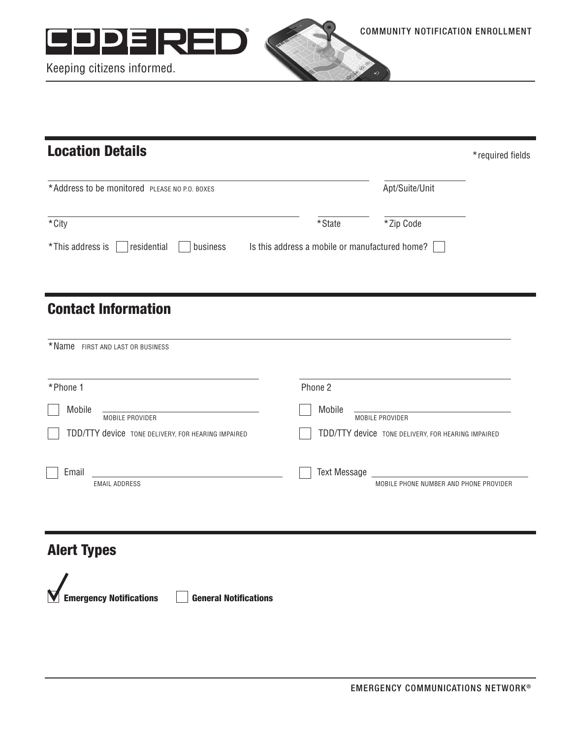CODE RED

Keeping citizens informed.

COMMUNITY NOTIFICATION ENROLLMENT

## Location Details

*required fields

*Address to be monitored PLEASE NO P.O. BOXES ______________________ Apt/Suite/Unit ______________

*City ______________________ *State ______ *Zip Code ______________

*This address is ☐ residential ☐ business Is this address a mobile or manufactured home? ☐

## Contact Information

*Name FIRST AND LAST OR BUSINESS ______________________________________

*Phone 1 ______________________

☐ Mobile ______________________ MOBILE PROVIDER

☐ TDD/TTY device TONE DELIVERY, FOR HEARING IMPAIRED

Phone 2 ______________________

☐ Mobile ______________________ MOBILE PROVIDER

☐ TDD/TTY device TONE DELIVERY, FOR HEARING IMPAIRED

☐ Email ______________________ EMAIL ADDRESS

☐ Text Message ______________________ MOBILE PHONE NUMBER AND PHONE PROVIDER

## Alert Types

☑ **Emergency Notifications** ☐ **General Notifications**

EMERGENCY COMMUNICATIONS NETWORK®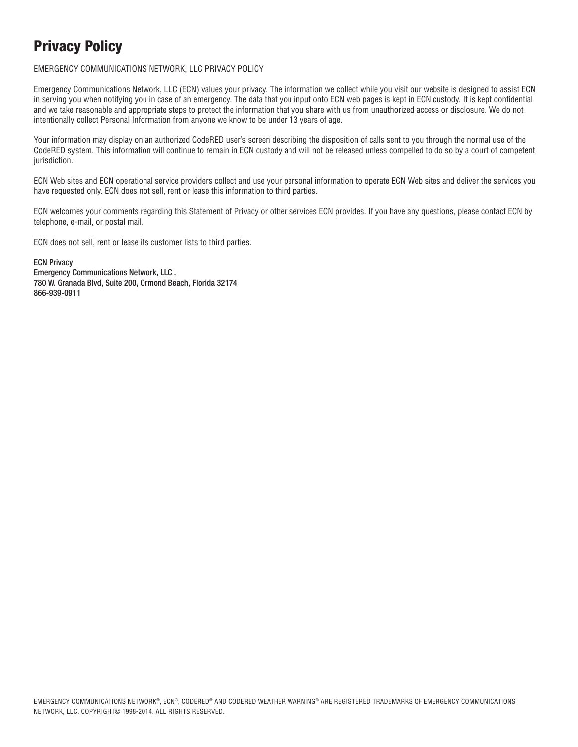# Privacy Policy

EMERGENCY COMMUNICATIONS NETWORK, LLC PRIVACY POLICY

Emergency Communications Network, LLC (ECN) values your privacy. The information we collect while you visit our website is designed to assist ECN in serving you when notifying you in case of an emergency. The data that you input onto ECN web pages is kept in ECN custody. It is kept confidential and we take reasonable and appropriate steps to protect the information that you share with us from unauthorized access or disclosure. We do not intentionally collect Personal Information from anyone we know to be under 13 years of age.

Your information may display on an authorized CodeRED user's screen describing the disposition of calls sent to you through the normal use of the CodeRED system. This information will continue to remain in ECN custody and will not be released unless compelled to do so by a court of competent jurisdiction.

ECN Web sites and ECN operational service providers collect and use your personal information to operate ECN Web sites and deliver the services you have requested only. ECN does not sell, rent or lease this information to third parties.

ECN welcomes your comments regarding this Statement of Privacy or other services ECN provides. If you have any questions, please contact ECN by telephone, e-mail, or postal mail.

ECN does not sell, rent or lease its customer lists to third parties.

ECN Privacy
Emergency Communications Network, LLC .
780 W. Granada Blvd, Suite 200, Ormond Beach, Florida 32174
866-939-0911

EMERGENCY COMMUNICATIONS NETWORK®, ECN®, CODERED® AND CODERED WEATHER WARNING® ARE REGISTERED TRADEMARKS OF EMERGENCY COMMUNICATIONS NETWORK, LLC. COPYRIGHT© 1998-2014. ALL RIGHTS RESERVED.